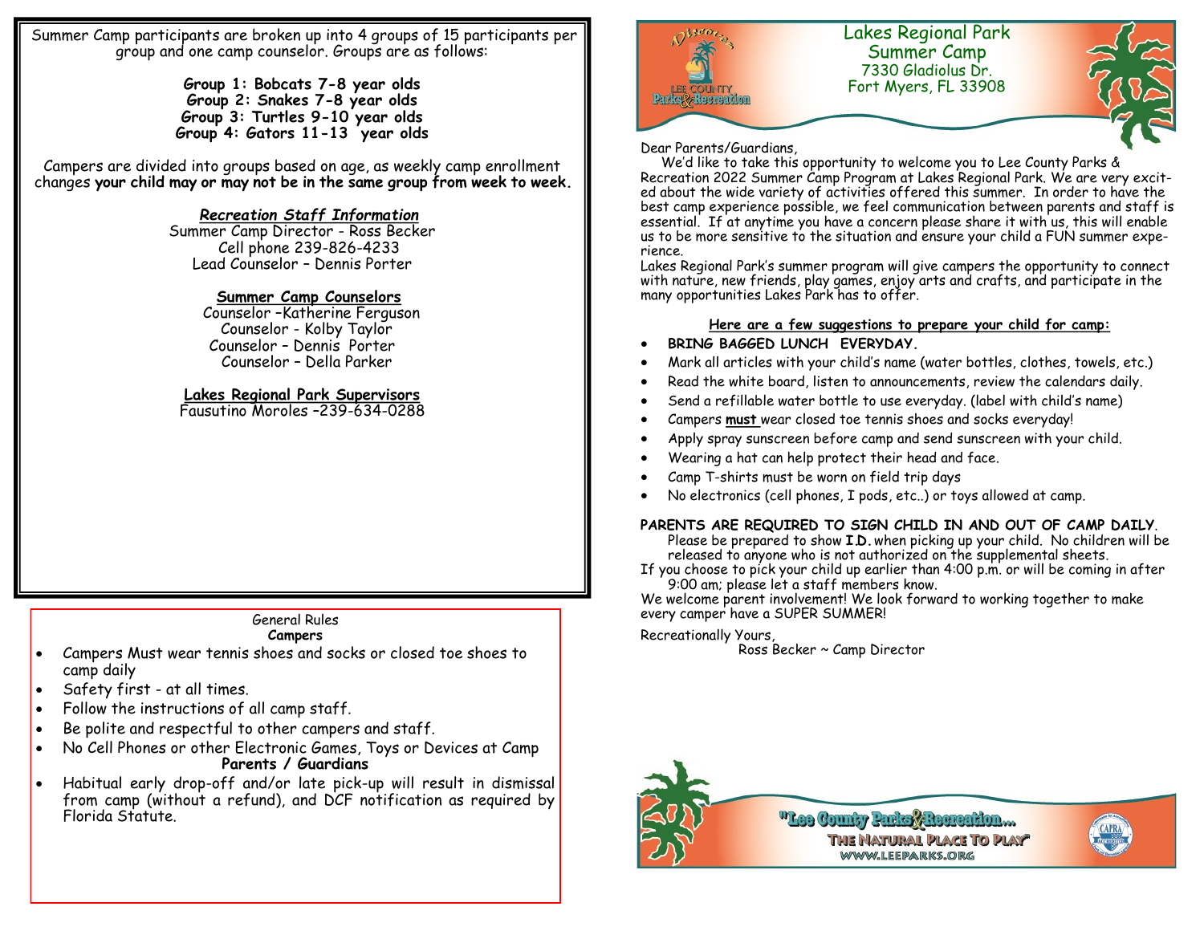Summer Camp participants are broken up into 4 groups of 15 participants per group and one camp counselor. Groups are as follows:

**Group 1: Bobcats 7-8 year olds**
**Group 2: Snakes 7-8 year olds**
**Group 3: Turtles 9-10 year olds**
**Group 4: Gators 11-13 year olds**

Campers are divided into groups based on age, as weekly camp enrollment changes **your child may or may not be in the same group from week to week.**

***Recreation Staff Information***

Summer Camp Director - Ross Becker
Cell phone 239-826-4233
Lead Counselor – Dennis Porter

**Summer Camp Counselors**

Counselor –Katherine Ferguson
Counselor - Kolby Taylor
Counselor – Dennis Porter
Counselor – Della Parker

**Lakes Regional Park Supervisors**

Fausutino Moroles –239-634-0288

General Rules

**Campers**

- Campers Must wear tennis shoes and socks or closed toe shoes to camp daily
- Safety first - at all times.
- Follow the instructions of all camp staff.
- Be polite and respectful to other campers and staff.
- No Cell Phones or other Electronic Games, Toys or Devices at Camp

**Parents / Guardians**

- Habitual early drop-off and/or late pick-up will result in dismissal from camp (without a refund), and DCF notification as required by Florida Statute.

# Lakes Regional Park Summer Camp

7330 Gladiolus Dr.
Fort Myers, FL 33908

Dear Parents/Guardians,

We'd like to take this opportunity to welcome you to Lee County Parks & Recreation 2022 Summer Camp Program at Lakes Regional Park. We are very excited about the wide variety of activities offered this summer. In order to have the best camp experience possible, we feel communication between parents and staff is essential. If at anytime you have a concern please share it with us, this will enable us to be more sensitive to the situation and ensure your child a FUN summer experience.

Lakes Regional Park's summer program will give campers the opportunity to connect with nature, new friends, play games, enjoy arts and crafts, and participate in the many opportunities Lakes Park has to offer.

**Here are a few suggestions to prepare your child for camp:**

- **BRING BAGGED LUNCH EVERYDAY.**
- Mark all articles with your child's name (water bottles, clothes, towels, etc.)
- Read the white board, listen to announcements, review the calendars daily.
- Send a refillable water bottle to use everyday. (label with child's name)
- Campers **must** wear closed toe tennis shoes and socks everyday!
- Apply spray sunscreen before camp and send sunscreen with your child.
- Wearing a hat can help protect their head and face.
- Camp T-shirts must be worn on field trip days
- No electronics (cell phones, I pods, etc..) or toys allowed at camp.

**PARENTS ARE REQUIRED TO SIGN CHILD IN AND OUT OF CAMP DAILY.** Please be prepared to show **I.D.** when picking up your child. No children will be released to anyone who is not authorized on the supplemental sheets.

If you choose to pick your child up earlier than 4:00 p.m. or will be coming in after 9:00 am; please let a staff members know.

We welcome parent involvement! We look forward to working together to make every camper have a SUPER SUMMER!

Recreationally Yours,
Ross Becker ~ Camp Director

"Lee County Parks & Recreation... The Natural Place To Play"
WWW.LEEPARKS.ORG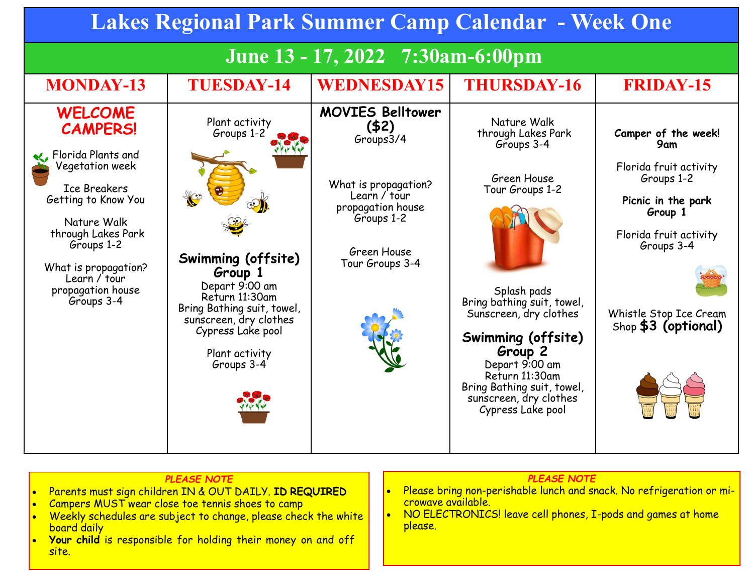# Lakes Regional Park Summer Camp Calendar - Week One

## June 13 - 17, 2022 7:30am-6:00pm

| MONDAY-13 | TUESDAY-14 | WEDNESDAY15 | THURSDAY-16 | FRIDAY-15 |
|---|---|---|---|---|
| **WELCOME CAMPERS!**<br><br>Florida Plants and Vegetation week<br><br>Ice Breakers Getting to Know You<br><br>Nature Walk through Lakes Park Groups 1-2<br><br>What is propagation? Learn / tour propagation house Groups 3-4 | Plant activity Groups 1-2<br><br>**Swimming (offsite) Group 1**<br>Depart 9:00 am<br>Return 11:30am<br>Bring Bathing suit, towel, sunscreen, dry clothes<br>Cypress Lake pool<br><br>Plant activity Groups 3-4 | **MOVIES Belltower ($2)**<br>Groups3/4<br><br>What is propagation? Learn / tour propagation house Groups 1-2<br><br>Green House Tour Groups 3-4 | Nature Walk through Lakes Park Groups 3-4<br><br>Green House Tour Groups 1-2<br><br>Splash pads<br>Bring bathing suit, towel, Sunscreen, dry clothes<br><br>**Swimming (offsite) Group 2**<br>Depart 9:00 am<br>Return 11:30am<br>Bring Bathing suit, towel, sunscreen, dry clothes<br>Cypress Lake pool | **Camper of the week! 9am**<br><br>Florida fruit activity Groups 1-2<br><br>**Picnic in the park Group 1**<br><br>Florida fruit activity Groups 3-4<br><br>Whistle Stop Ice Cream Shop **$3 (optional)** |

*PLEASE NOTE*

- Parents must sign children IN & OUT DAILY. **ID REQUIRED**
- Campers MUST wear close toe tennis shoes to camp
- Weekly schedules are subject to change, please check the white board daily
- **Your child** is responsible for holding their money on and off site.

*PLEASE NOTE*

- Please bring non-perishable lunch and snack. No refrigeration or microwave available.
- NO ELECTRONICS! leave cell phones, I-pods and games at home please.